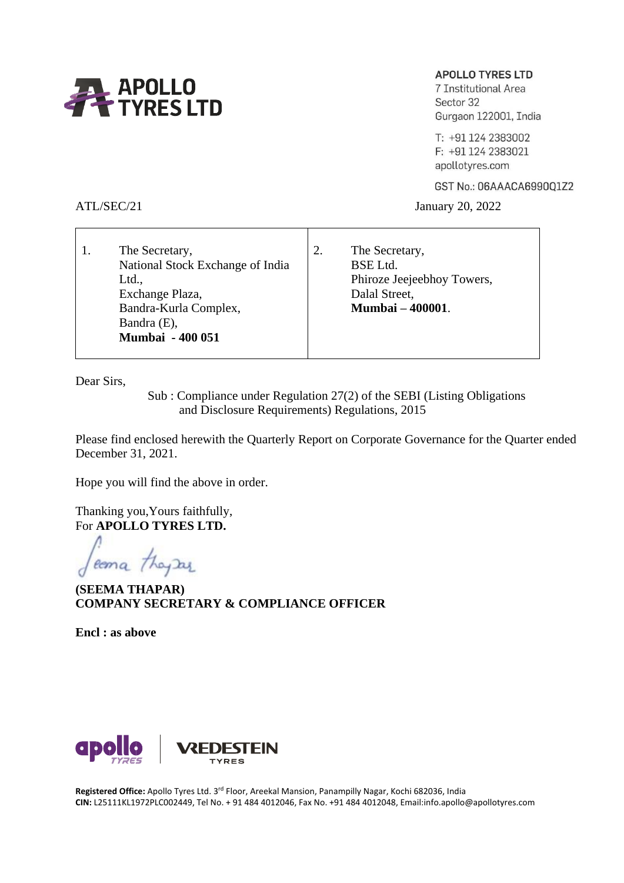**APOLLO TYRES LTD**
7 Institutional Area
Sector 32
Gurgaon 122001, India

T: +91 124 2383002
F: +91 124 2383021
apollotyres.com

GST No.: 06AAACA6990Q1Z2

ATL/SEC/21 January 20, 2022

| 1. | The Secretary,<br>National Stock Exchange of India Ltd.,<br>Exchange Plaza,<br>Bandra-Kurla Complex,<br>Bandra (E),<br>**Mumbai - 400 051** | 2. | The Secretary,<br>BSE Ltd.<br>Phiroze Jeejeebhoy Towers,<br>Dalal Street,<br>**Mumbai – 400001**. |
|---|---|---|---|

Dear Sirs,

Sub : Compliance under Regulation 27(2) of the SEBI (Listing Obligations and Disclosure Requirements) Regulations, 2015

Please find enclosed herewith the Quarterly Report on Corporate Governance for the Quarter ended December 31, 2021.

Hope you will find the above in order.

Thanking you,Yours faithfully,
For **APOLLO TYRES LTD.**

**(SEEMA THAPAR)**
**COMPANY SECRETARY & COMPLIANCE OFFICER**

**Encl : as above**

**Registered Office:** Apollo Tyres Ltd. 3rd Floor, Areekal Mansion, Panampilly Nagar, Kochi 682036, India
**CIN:** L25111KL1972PLC002449, Tel No. + 91 484 4012046, Fax No. +91 484 4012048, Email:info.apollo@apollotyres.com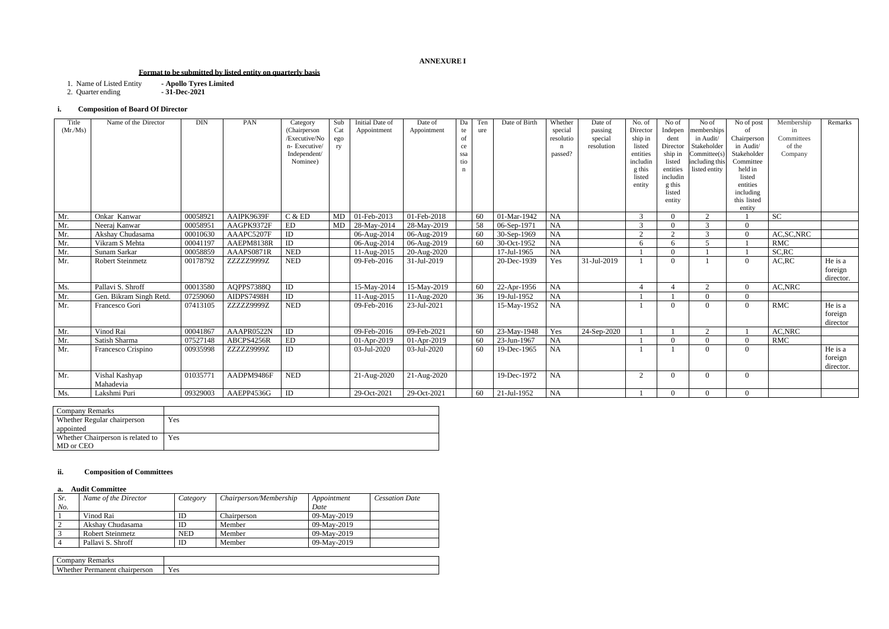**ANNEXURE I**

**Format to be submitted by listed entity on quarterly basis**

1. Name of Listed Entity **- Apollo Tyres Limited**
2. Quarter ending **- 31-Dec-2021**

### i. Composition of Board Of Director

| Title (Mr./Ms) | Name of the Director | DIN | PAN | Category (Chairperson /Executive/Non- Executive/ Independent/ Nominee) | Sub Category | Initial Date of Appointment | Date of Appointment | Date of cessation | Tenure | Date of Birth | Whether special resolution passed? | Date of passing special resolution | No. of Directorship in listed entities including this listed entity | No of Independent Directorship in listed entities including this listed entity | No of memberships in Audit/ Stakeholder Committee(s) including this listed entity | No of post of Chairperson in Audit/ Stakeholder Committee held in listed entities including this listed entity | Membership in Committees of the Company | Remarks |
|---|---|---|---|---|---|---|---|---|---|---|---|---|---|---|---|---|---|---|
| Mr. | Onkar Kanwar | 00058921 | AAIPK9639F | C & ED | MD | 01-Feb-2013 | 01-Feb-2018 | | 60 | 01-Mar-1942 | NA | | 3 | 0 | 2 | 1 | SC | |
| Mr. | Neeraj Kanwar | 00058951 | AAGPK9372F | ED | MD | 28-May-2014 | 28-May-2019 | | 58 | 06-Sep-1971 | NA | | 3 | 0 | 3 | 0 | | |
| Mr. | Akshay Chudasama | 00010630 | AAAPC5207F | ID | | 06-Aug-2014 | 06-Aug-2019 | | 60 | 30-Sep-1969 | NA | | 2 | 2 | 3 | 0 | AC,SC,NRC | |
| Mr. | Vikram S Mehta | 00041197 | AAEPM8138R | ID | | 06-Aug-2014 | 06-Aug-2019 | | 60 | 30-Oct-1952 | NA | | 6 | 6 | 5 | 1 | RMC | |
| Mr. | Sunam Sarkar | 00058859 | AAAPS0871R | NED | | 11-Aug-2015 | 20-Aug-2020 | | | 17-Jul-1965 | NA | | 1 | 0 | 1 | 1 | SC,RC | |
| Mr. | Robert Steinmetz | 00178792 | ZZZZZ9999Z | NED | | 09-Feb-2016 | 31-Jul-2019 | | | 20-Dec-1939 | Yes | 31-Jul-2019 | 1 | 0 | 1 | 0 | AC,RC | He is a foreign director. |
| Ms. | Pallavi S. Shroff | 00013580 | AQPPS7388Q | ID | | 15-May-2014 | 15-May-2019 | | 60 | 22-Apr-1956 | NA | | 4 | 4 | 2 | 0 | AC,NRC | |
| Mr. | Gen. Bikram Singh Retd. | 07259060 | AIDPS7498H | ID | | 11-Aug-2015 | 11-Aug-2020 | | 36 | 19-Jul-1952 | NA | | 1 | 1 | 0 | 0 | | |
| Mr. | Francesco Gori | 07413105 | ZZZZZ9999Z | NED | | 09-Feb-2016 | 23-Jul-2021 | | | 15-May-1952 | NA | | 1 | 0 | 0 | 0 | RMC | He is a foreign director |
| Mr. | Vinod Rai | 00041867 | AAAPR0522N | ID | | 09-Feb-2016 | 09-Feb-2021 | | 60 | 23-May-1948 | Yes | 24-Sep-2020 | 1 | 1 | 2 | 1 | AC,NRC | |
| Mr. | Satish Sharma | 07527148 | ABCPS4256R | ED | | 01-Apr-2019 | 01-Apr-2019 | | 60 | 23-Jun-1967 | NA | | 1 | 0 | 0 | 0 | RMC | |
| Mr. | Francesco Crispino | 00935998 | ZZZZZ9999Z | ID | | 03-Jul-2020 | 03-Jul-2020 | | 60 | 19-Dec-1965 | NA | | 1 | 1 | 0 | 0 | | He is a foreign director. |
| Mr. | Vishal Kashyap Mahadevia | 01035771 | AADPM9486F | NED | | 21-Aug-2020 | 21-Aug-2020 | | | 19-Dec-1972 | NA | | 2 | 0 | 0 | 0 | | |
| Ms. | Lakshmi Puri | 09329003 | AAEPP4536G | ID | | 29-Oct-2021 | 29-Oct-2021 | | 60 | 21-Jul-1952 | NA | | 1 | 0 | 0 | 0 | | |

| Company Remarks | |
|---|---|
| Whether Regular chairperson appointed | Yes |
| Whether Chairperson is related to MD or CEO | Yes |

### ii. Composition of Committees

#### a. Audit Committee

| *Sr. No.* | *Name of the Director* | *Category* | *Chairperson/Membership* | *Appointment Date* | *Cessation Date* |
|---|---|---|---|---|---|
| 1 | Vinod Rai | ID | Chairperson | 09-May-2019 | |
| 2 | Akshay Chudasama | ID | Member | 09-May-2019 | |
| 3 | Robert Steinmetz | NED | Member | 09-May-2019 | |
| 4 | Pallavi S. Shroff | ID | Member | 09-May-2019 | |

| Company Remarks | |
|---|---|
| Whether Permanent chairperson | Yes |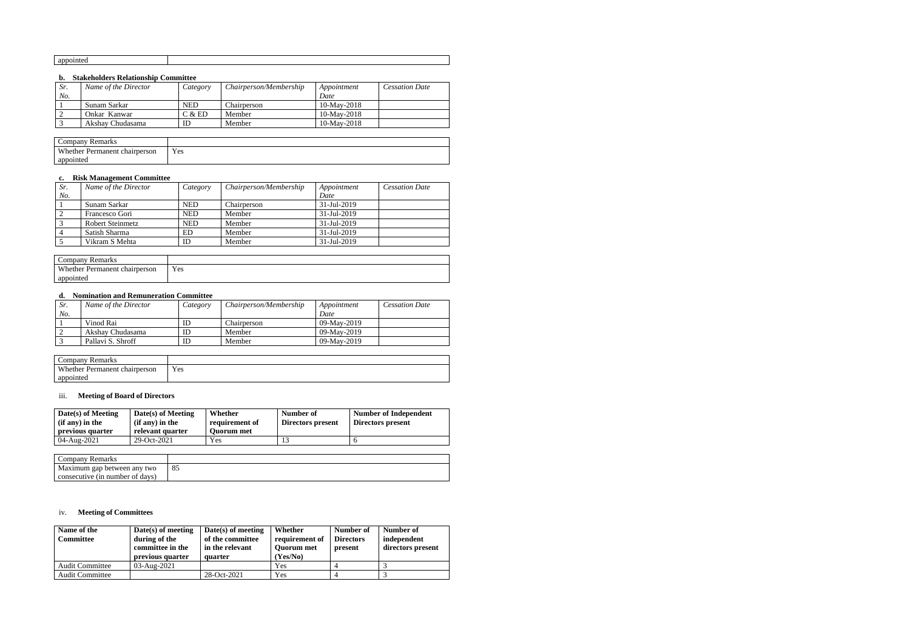| appointed | |
|---|---|

**b. Stakeholders Relationship Committee**

| *Sr. No.* | *Name of the Director* | *Category* | *Chairperson/Membership* | *Appointment Date* | *Cessation Date* |
|---|---|---|---|---|---|
| 1 | Sunam Sarkar | NED | Chairperson | 10-May-2018 | |
| 2 | Onkar Kanwar | C & ED | Member | 10-May-2018 | |
| 3 | Akshay Chudasama | ID | Member | 10-May-2018 | |

| Company Remarks | |
|---|---|
| Whether Permanent chairperson appointed | Yes |

**c. Risk Management Committee**

| *Sr. No.* | *Name of the Director* | *Category* | *Chairperson/Membership* | *Appointment Date* | *Cessation Date* |
|---|---|---|---|---|---|
| 1 | Sunam Sarkar | NED | Chairperson | 31-Jul-2019 | |
| 2 | Francesco Gori | NED | Member | 31-Jul-2019 | |
| 3 | Robert Steinmetz | NED | Member | 31-Jul-2019 | |
| 4 | Satish Sharma | ED | Member | 31-Jul-2019 | |
| 5 | Vikram S Mehta | ID | Member | 31-Jul-2019 | |

| Company Remarks | |
|---|---|
| Whether Permanent chairperson appointed | Yes |

**d. Nomination and Remuneration Committee**

| *Sr. No.* | *Name of the Director* | *Category* | *Chairperson/Membership* | *Appointment Date* | *Cessation Date* |
|---|---|---|---|---|---|
| 1 | Vinod Rai | ID | Chairperson | 09-May-2019 | |
| 2 | Akshay Chudasama | ID | Member | 09-May-2019 | |
| 3 | Pallavi S. Shroff | ID | Member | 09-May-2019 | |

| Company Remarks | |
|---|---|
| Whether Permanent chairperson appointed | Yes |

iii. **Meeting of Board of Directors**

| **Date(s) of Meeting (if any) in the previous quarter** | **Date(s) of Meeting (if any) in the relevant quarter** | **Whether requirement of Quorum met** | **Number of Directors present** | **Number of Independent Directors present** |
|---|---|---|---|---|
| 04-Aug-2021 | 29-Oct-2021 | Yes | 13 | 6 |

| Company Remarks | |
|---|---|
| Maximum gap between any two consecutive (in number of days) | 85 |

iv. **Meeting of Committees**

| **Name of the Committee** | **Date(s) of meeting during of the committee in the previous quarter** | **Date(s) of meeting of the committee in the relevant quarter** | **Whether requirement of Quorum met (Yes/No)** | **Number of Directors present** | **Number of independent directors present** |
|---|---|---|---|---|---|
| Audit Committee | 03-Aug-2021 | | Yes | 4 | 3 |
| Audit Committee | | 28-Oct-2021 | Yes | 4 | 3 |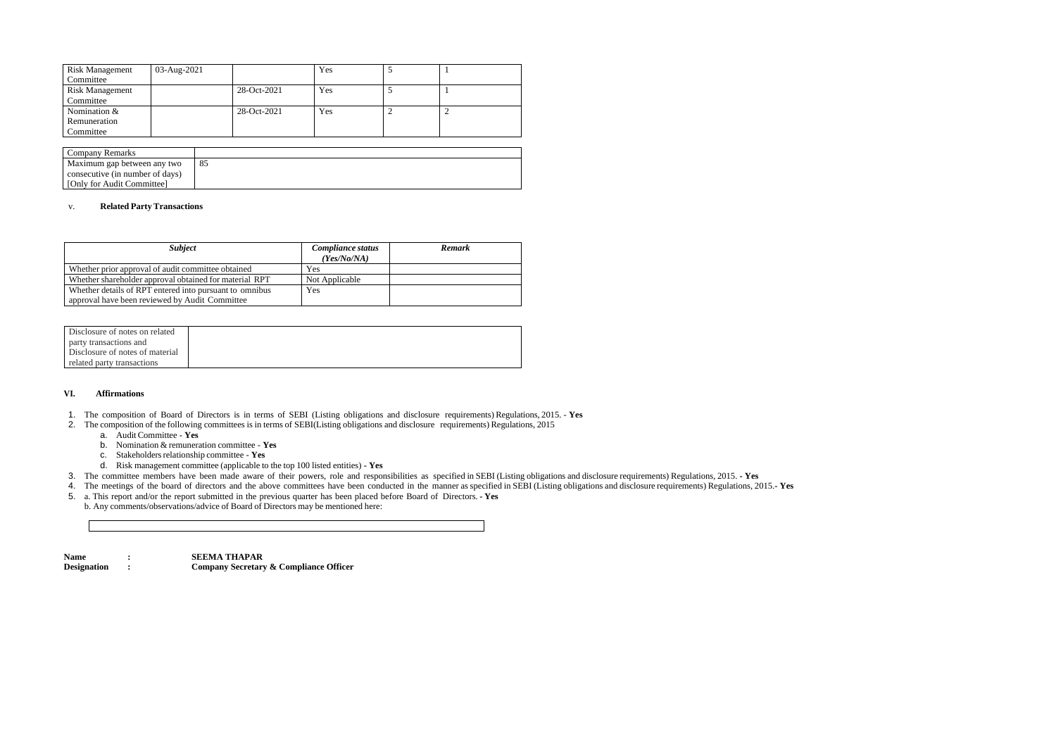| | | | | | |
|---|---|---|---|---|---|
| Risk Management Committee | 03-Aug-2021 | | Yes | 5 | 1 |
| Risk Management Committee | | 28-Oct-2021 | Yes | 5 | 1 |
| Nomination & Remuneration Committee | | 28-Oct-2021 | Yes | 2 | 2 |

| Company Remarks | |
|---|---|
| Maximum gap between any two consecutive (in number of days) [Only for Audit Committee] | 85 |

v. **Related Party Transactions**

| ***Subject*** | ***Compliance status (Yes/No/NA)*** | ***Remark*** |
|---|---|---|
| Whether prior approval of audit committee obtained | Yes | |
| Whether shareholder approval obtained for material RPT | Not Applicable | |
| Whether details of RPT entered into pursuant to omnibus approval have been reviewed by Audit Committee | Yes | |

| | |
|---|---|
| Disclosure of notes on related party transactions and Disclosure of notes of material related party transactions | |

### VI. Affirmations

1. The composition of Board of Directors is in terms of SEBI (Listing obligations and disclosure requirements) Regulations, 2015. - **Yes**
2. The composition of the following committees is in terms of SEBI(Listing obligations and disclosure requirements) Regulations, 2015
   a. Audit Committee - **Yes**
   b. Nomination & remuneration committee - **Yes**
   c. Stakeholders relationship committee - **Yes**
   d. Risk management committee (applicable to the top 100 listed entities) - **Yes**
3. The committee members have been made aware of their powers, role and responsibilities as specified in SEBI (Listing obligations and disclosure requirements) Regulations, 2015. - **Yes**
4. The meetings of the board of directors and the above committees have been conducted in the manner as specified in SEBI (Listing obligations and disclosure requirements) Regulations, 2015.- **Yes**
5. a. This report and/or the report submitted in the previous quarter has been placed before Board of Directors. - **Yes**
   b. Any comments/observations/advice of Board of Directors may be mentioned here:

**Name** : **SEEMA THAPAR**
**Designation** : **Company Secretary & Compliance Officer**